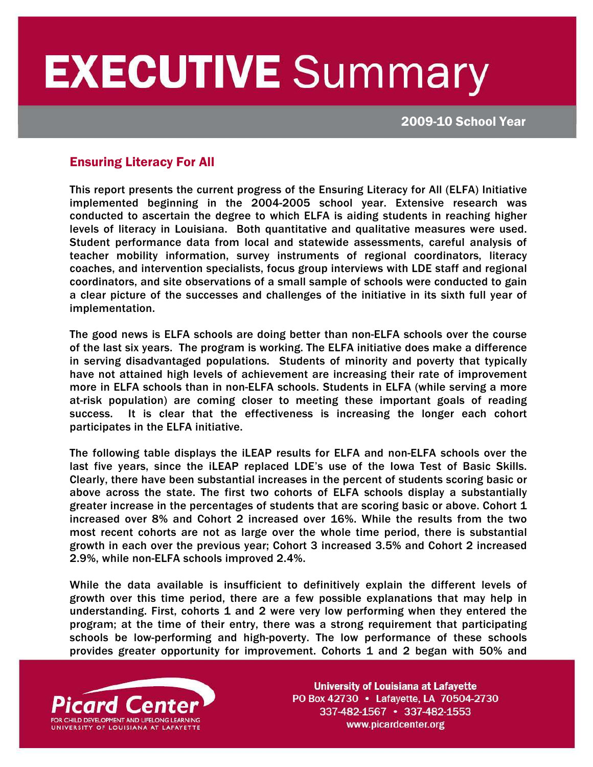# EXECUTIVE Summary

2009-10 School Year

## Ensuring Literacy For All

This report presents the current progress of the Ensuring Literacy for All (ELFA) Initiative implemented beginning in the 2004-2005 school year. Extensive research was conducted to ascertain the degree to which ELFA is aiding students in reaching higher levels of literacy in Louisiana. Both quantitative and qualitative measures were used. Student performance data from local and statewide assessments, careful analysis of teacher mobility information, survey instruments of regional coordinators, literacy coaches, and intervention specialists, focus group interviews with LDE staff and regional coordinators, and site observations of a small sample of schools were conducted to gain a clear picture of the successes and challenges of the initiative in its sixth full year of implementation.

The good news is ELFA schools are doing better than non-ELFA schools over the course of the last six years. The program is working. The ELFA initiative does make a difference in serving disadvantaged populations. Students of minority and poverty that typically have not attained high levels of achievement are increasing their rate of improvement more in ELFA schools than in non-ELFA schools. Students in ELFA (while serving a more at-risk population) are coming closer to meeting these important goals of reading success. It is clear that the effectiveness is increasing the longer each cohort participates in the ELFA initiative.

The following table displays the iLEAP results for ELFA and non-ELFA schools over the last five years, since the iLEAP replaced LDE's use of the Iowa Test of Basic Skills. Clearly, there have been substantial increases in the percent of students scoring basic or above across the state. The first two cohorts of ELFA schools display a substantially greater increase in the percentages of students that are scoring basic or above. Cohort 1 increased over 8% and Cohort 2 increased over 16%. While the results from the two most recent cohorts are not as large over the whole time period, there is substantial growth in each over the previous year; Cohort 3 increased 3.5% and Cohort 2 increased 2.9%, while non-ELFA schools improved 2.4%.

While the data available is insufficient to definitively explain the different levels of growth over this time period, there are a few possible explanations that may help in understanding. First, cohorts 1 and 2 were very low performing when they entered the program; at the time of their entry, there was a strong requirement that participating schools be low-performing and high-poverty. The low performance of these schools provides greater opportunity for improvement. Cohorts 1 and 2 began with 50% and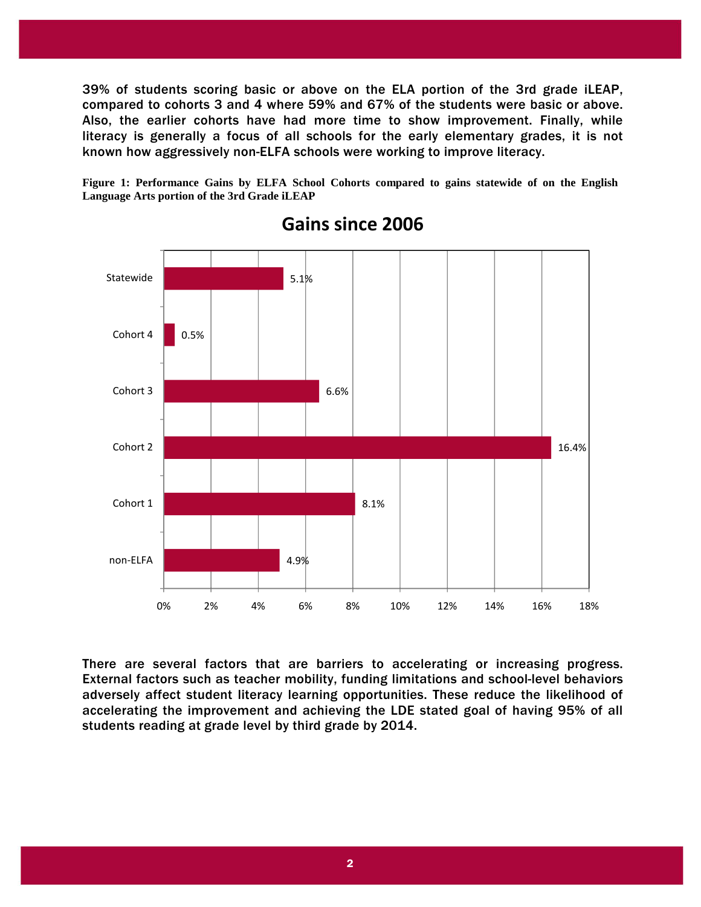39% of students scoring basic or above on the ELA portion of the 3rd grade iLEAP, compared to cohorts 3 and 4 where 59% and 67% of the students were basic or above. Also, the earlier cohorts have had more time to show improvement. Finally, while literacy is generally a focus of all schools for the early elementary grades, it is not known how aggressively non-ELFA schools were working to improve literacy.

**Figure 1: Performance Gains by ELFA School Cohorts compared to gains statewide of on the English Language Arts portion of the 3rd Grade iLEAP**

Gains since 2006

Statewide 5.1%
Cohort 4 0.5%
Cohort 3 6.6%
Cohort 2 16.4%
Cohort 1 8.1%
non-ELFA 4.9%

0% 2% 4% 6% 8% 10% 12% 14% 16% 18%

There are several factors that are barriers to accelerating or increasing progress. External factors such as teacher mobility, funding limitations and school-level behaviors adversely affect student literacy learning opportunities. These reduce the likelihood of accelerating the improvement and achieving the LDE stated goal of having 95% of all students reading at grade level by third grade by 2014.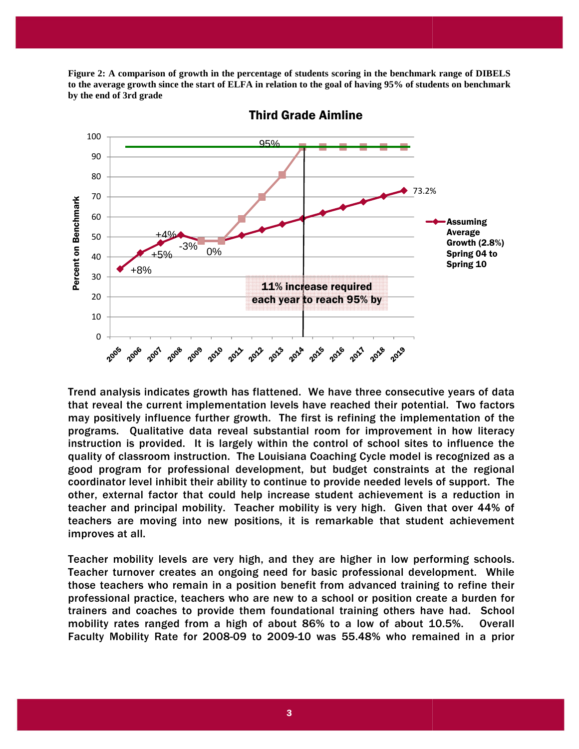**Figure 2: A comparison of growth in the percentage of students scoring in the benchmark range of DIBELS to the average growth since the start of ELFA in relation to the goal of having 95% of students on benchmark by the end of 3rd grade**

Trend analysis indicates growth has flattened. We have three consecutive years of data that reveal the current implementation levels have reached their potential. Two factors may positively influence further growth. The first is refining the implementation of the programs. Qualitative data reveal substantial room for improvement in how literacy instruction is provided. It is largely within the control of school sites to influence the quality of classroom instruction. The Louisiana Coaching Cycle model is recognized as a good program for professional development, but budget constraints at the regional coordinator level inhibit their ability to continue to provide needed levels of support. The other, external factor that could help increase student achievement is a reduction in teacher and principal mobility. Teacher mobility is very high. Given that over 44% of teachers are moving into new positions, it is remarkable that student achievement improves at all.

Teacher mobility levels are very high, and they are higher in low performing schools. Teacher turnover creates an ongoing need for basic professional development. While those teachers who remain in a position benefit from advanced training to refine their professional practice, teachers who are new to a school or position create a burden for trainers and coaches to provide them foundational training others have had. School mobility rates ranged from a high of about 86% to a low of about 10.5%. Overall Faculty Mobility Rate for 2008-09 to 2009-10 was 55.48% who remained in a prior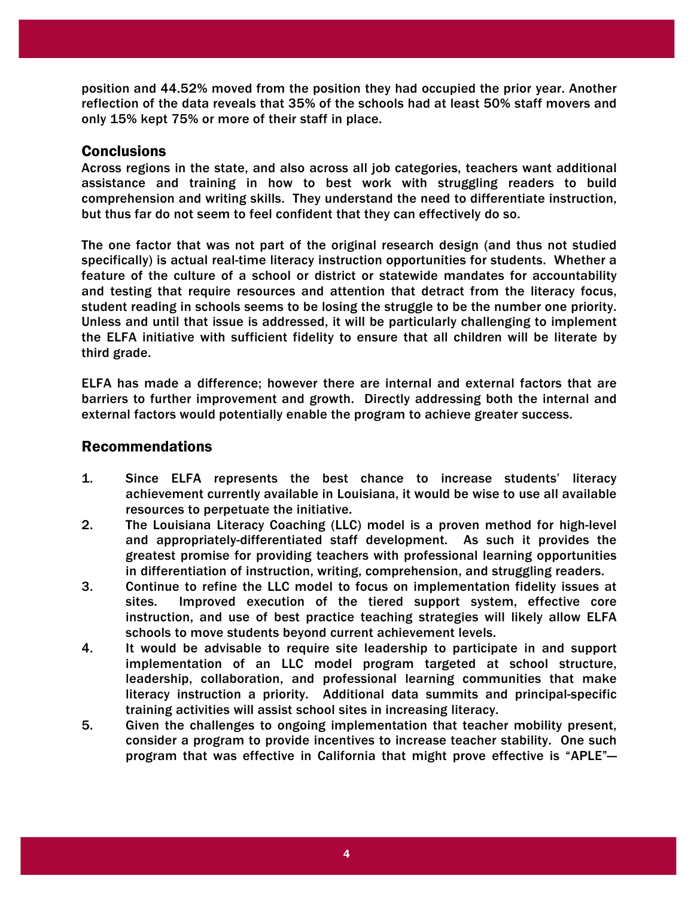position and 44.52% moved from the position they had occupied the prior year. Another reflection of the data reveals that 35% of the schools had at least 50% staff movers and only 15% kept 75% or more of their staff in place.

## Conclusions

Across regions in the state, and also across all job categories, teachers want additional assistance and training in how to best work with struggling readers to build comprehension and writing skills. They understand the need to differentiate instruction, but thus far do not seem to feel confident that they can effectively do so.

The one factor that was not part of the original research design (and thus not studied specifically) is actual real-time literacy instruction opportunities for students. Whether a feature of the culture of a school or district or statewide mandates for accountability and testing that require resources and attention that detract from the literacy focus, student reading in schools seems to be losing the struggle to be the number one priority. Unless and until that issue is addressed, it will be particularly challenging to implement the ELFA initiative with sufficient fidelity to ensure that all children will be literate by third grade.

ELFA has made a difference; however there are internal and external factors that are barriers to further improvement and growth. Directly addressing both the internal and external factors would potentially enable the program to achieve greater success.

## Recommendations

1. Since ELFA represents the best chance to increase students' literacy achievement currently available in Louisiana, it would be wise to use all available resources to perpetuate the initiative.
2. The Louisiana Literacy Coaching (LLC) model is a proven method for high-level and appropriately-differentiated staff development. As such it provides the greatest promise for providing teachers with professional learning opportunities in differentiation of instruction, writing, comprehension, and struggling readers.
3. Continue to refine the LLC model to focus on implementation fidelity issues at sites. Improved execution of the tiered support system, effective core instruction, and use of best practice teaching strategies will likely allow ELFA schools to move students beyond current achievement levels.
4. It would be advisable to require site leadership to participate in and support implementation of an LLC model program targeted at school structure, leadership, collaboration, and professional learning communities that make literacy instruction a priority. Additional data summits and principal-specific training activities will assist school sites in increasing literacy.
5. Given the challenges to ongoing implementation that teacher mobility present, consider a program to provide incentives to increase teacher stability. One such program that was effective in California that might prove effective is "APLE"—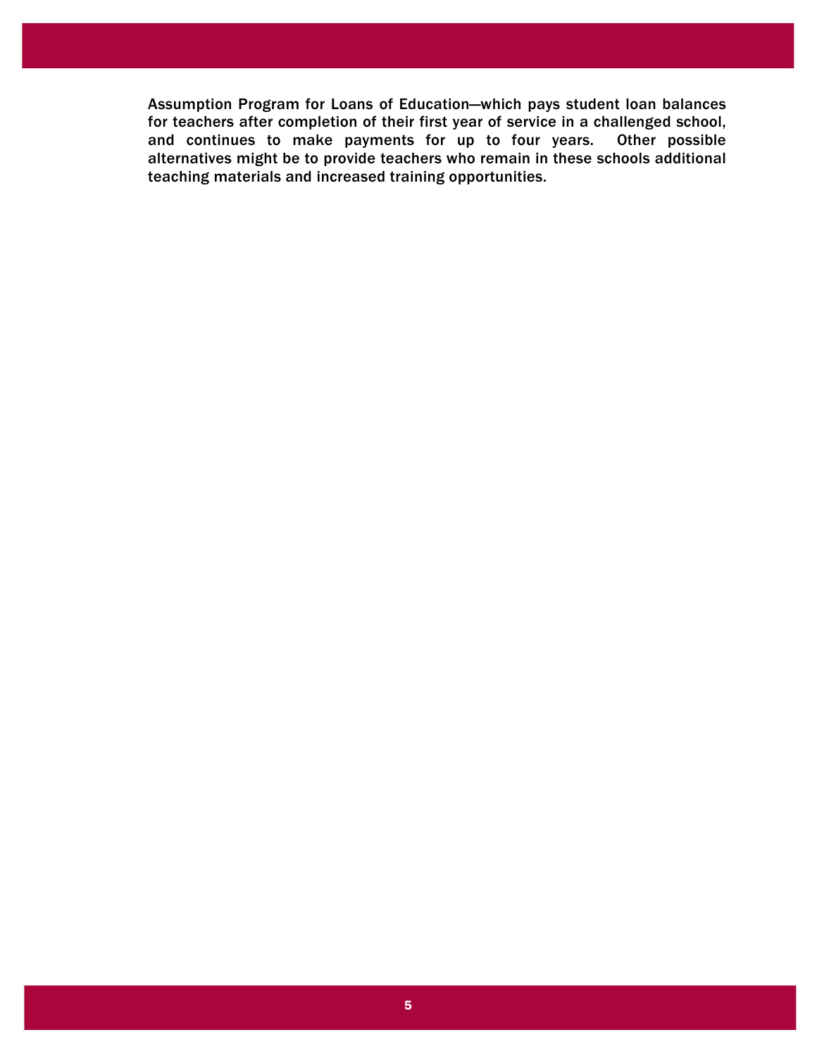Assumption Program for Loans of Education—which pays student loan balances for teachers after completion of their first year of service in a challenged school, and continues to make payments for up to four years. Other possible alternatives might be to provide teachers who remain in these schools additional teaching materials and increased training opportunities.